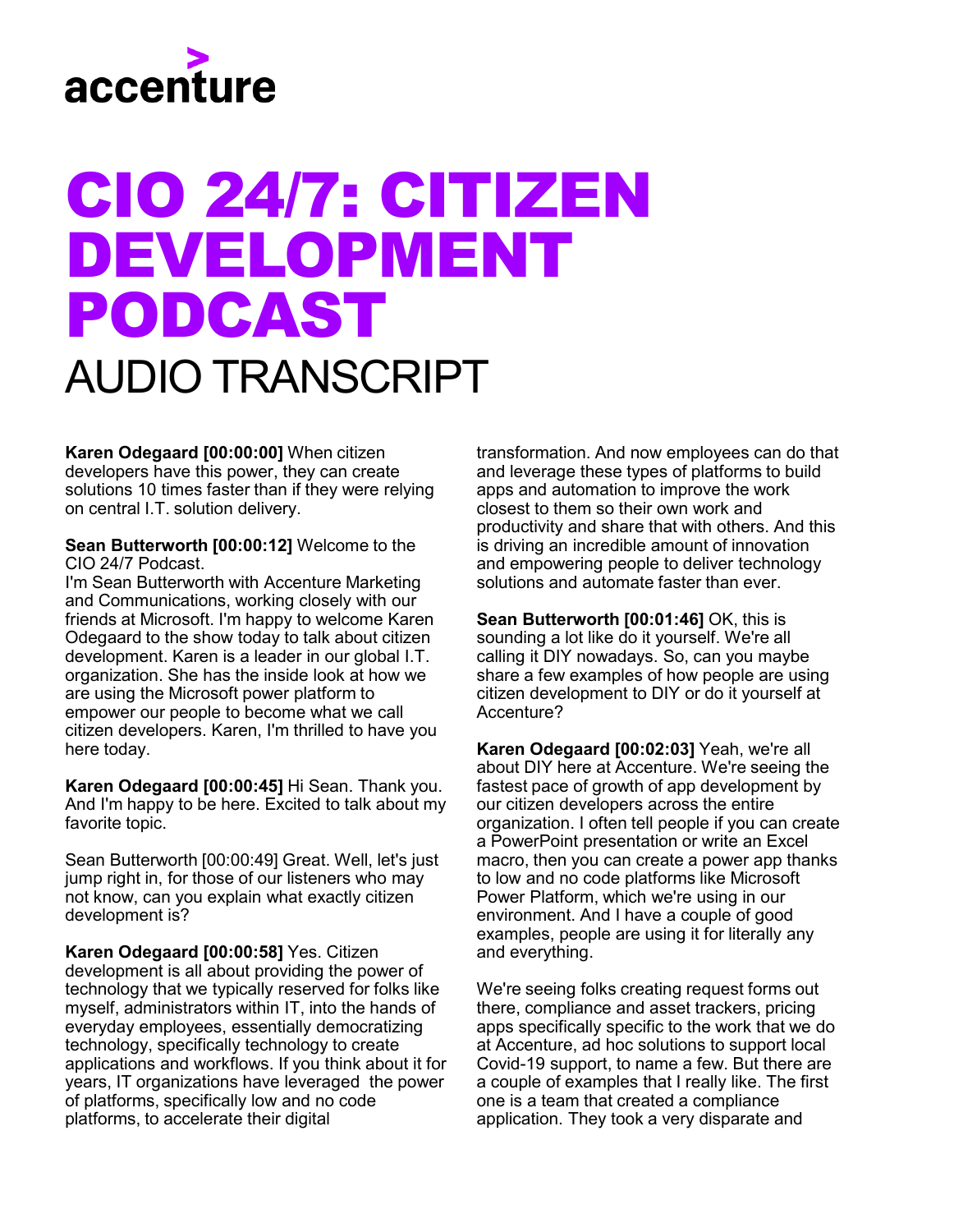accenture

# CIO 24/7: CITIZEN DEVELOPMENT PODCAST

## AUDIO TRANSCRIPT

**Karen Odegaard [00:00:00]** When citizen developers have this power, they can create solutions 10 times faster than if they were relying on central I.T. solution delivery.

**Sean Butterworth [00:00:12]** Welcome to the CIO 24/7 Podcast.
I'm Sean Butterworth with Accenture Marketing and Communications, working closely with our friends at Microsoft. I'm happy to welcome Karen Odegaard to the show today to talk about citizen development. Karen is a leader in our global I.T. organization. She has the inside look at how we are using the Microsoft power platform to empower our people to become what we call citizen developers. Karen, I'm thrilled to have you here today.

**Karen Odegaard [00:00:45]** Hi Sean. Thank you. And I'm happy to be here. Excited to talk about my favorite topic.

Sean Butterworth [00:00:49] Great. Well, let's just jump right in, for those of our listeners who may not know, can you explain what exactly citizen development is?

**Karen Odegaard [00:00:58]** Yes. Citizen development is all about providing the power of technology that we typically reserved for folks like myself, administrators within IT, into the hands of everyday employees, essentially democratizing technology, specifically technology to create applications and workflows. If you think about it for years, IT organizations have leveraged the power of platforms, specifically low and no code platforms, to accelerate their digital transformation. And now employees can do that and leverage these types of platforms to build apps and automation to improve the work closest to them so their own work and productivity and share that with others. And this is driving an incredible amount of innovation and empowering people to deliver technology solutions and automate faster than ever.

**Sean Butterworth [00:01:46]** OK, this is sounding a lot like do it yourself. We're all calling it DIY nowadays. So, can you maybe share a few examples of how people are using citizen development to DIY or do it yourself at Accenture?

**Karen Odegaard [00:02:03]** Yeah, we're all about DIY here at Accenture. We're seeing the fastest pace of growth of app development by our citizen developers across the entire organization. I often tell people if you can create a PowerPoint presentation or write an Excel macro, then you can create a power app thanks to low and no code platforms like Microsoft Power Platform, which we're using in our environment. And I have a couple of good examples, people are using it for literally any and everything.

We're seeing folks creating request forms out there, compliance and asset trackers, pricing apps specifically specific to the work that we do at Accenture, ad hoc solutions to support local Covid-19 support, to name a few. But there are a couple of examples that I really like. The first one is a team that created a compliance application. They took a very disparate and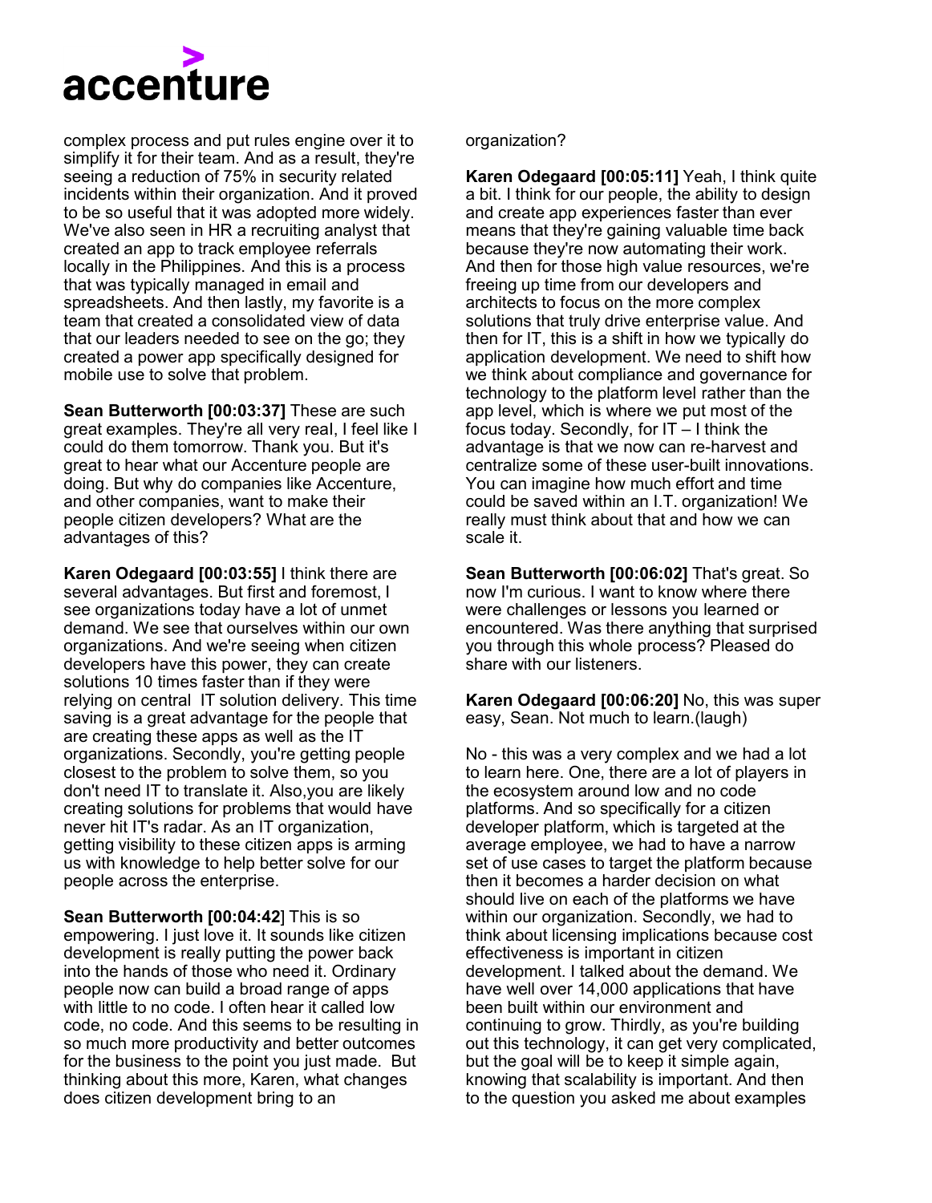complex process and put rules engine over it to simplify it for their team. And as a result, they're seeing a reduction of 75% in security related incidents within their organization. And it proved to be so useful that it was adopted more widely. We've also seen in HR a recruiting analyst that created an app to track employee referrals locally in the Philippines. And this is a process that was typically managed in email and spreadsheets. And then lastly, my favorite is a team that created a consolidated view of data that our leaders needed to see on the go; they created a power app specifically designed for mobile use to solve that problem.

**Sean Butterworth [00:03:37]** These are such great examples. They're all very real, I feel like I could do them tomorrow. Thank you. But it's great to hear what our Accenture people are doing. But why do companies like Accenture, and other companies, want to make their people citizen developers? What are the advantages of this?

**Karen Odegaard [00:03:55]** I think there are several advantages. But first and foremost, I see organizations today have a lot of unmet demand. We see that ourselves within our own organizations. And we're seeing when citizen developers have this power, they can create solutions 10 times faster than if they were relying on central IT solution delivery. This time saving is a great advantage for the people that are creating these apps as well as the IT organizations. Secondly, you're getting people closest to the problem to solve them, so you don't need IT to translate it. Also,you are likely creating solutions for problems that would have never hit IT's radar. As an IT organization, getting visibility to these citizen apps is arming us with knowledge to help better solve for our people across the enterprise.

**Sean Butterworth [00:04:42**] This is so empowering. I just love it. It sounds like citizen development is really putting the power back into the hands of those who need it. Ordinary people now can build a broad range of apps with little to no code. I often hear it called low code, no code. And this seems to be resulting in so much more productivity and better outcomes for the business to the point you just made. But thinking about this more, Karen, what changes does citizen development bring to an organization?

**Karen Odegaard [00:05:11]** Yeah, I think quite a bit. I think for our people, the ability to design and create app experiences faster than ever means that they're gaining valuable time back because they're now automating their work. And then for those high value resources, we're freeing up time from our developers and architects to focus on the more complex solutions that truly drive enterprise value. And then for IT, this is a shift in how we typically do application development. We need to shift how we think about compliance and governance for technology to the platform level rather than the app level, which is where we put most of the focus today. Secondly, for IT – I think the advantage is that we now can re-harvest and centralize some of these user-built innovations. You can imagine how much effort and time could be saved within an I.T. organization! We really must think about that and how we can scale it.

**Sean Butterworth [00:06:02]** That's great. So now I'm curious. I want to know where there were challenges or lessons you learned or encountered. Was there anything that surprised you through this whole process? Pleased do share with our listeners.

**Karen Odegaard [00:06:20]** No, this was super easy, Sean. Not much to learn.(laugh)

No - this was a very complex and we had a lot to learn here. One, there are a lot of players in the ecosystem around low and no code platforms. And so specifically for a citizen developer platform, which is targeted at the average employee, we had to have a narrow set of use cases to target the platform because then it becomes a harder decision on what should live on each of the platforms we have within our organization. Secondly, we had to think about licensing implications because cost effectiveness is important in citizen development. I talked about the demand. We have well over 14,000 applications that have been built within our environment and continuing to grow. Thirdly, as you're building out this technology, it can get very complicated, but the goal will be to keep it simple again, knowing that scalability is important. And then to the question you asked me about examples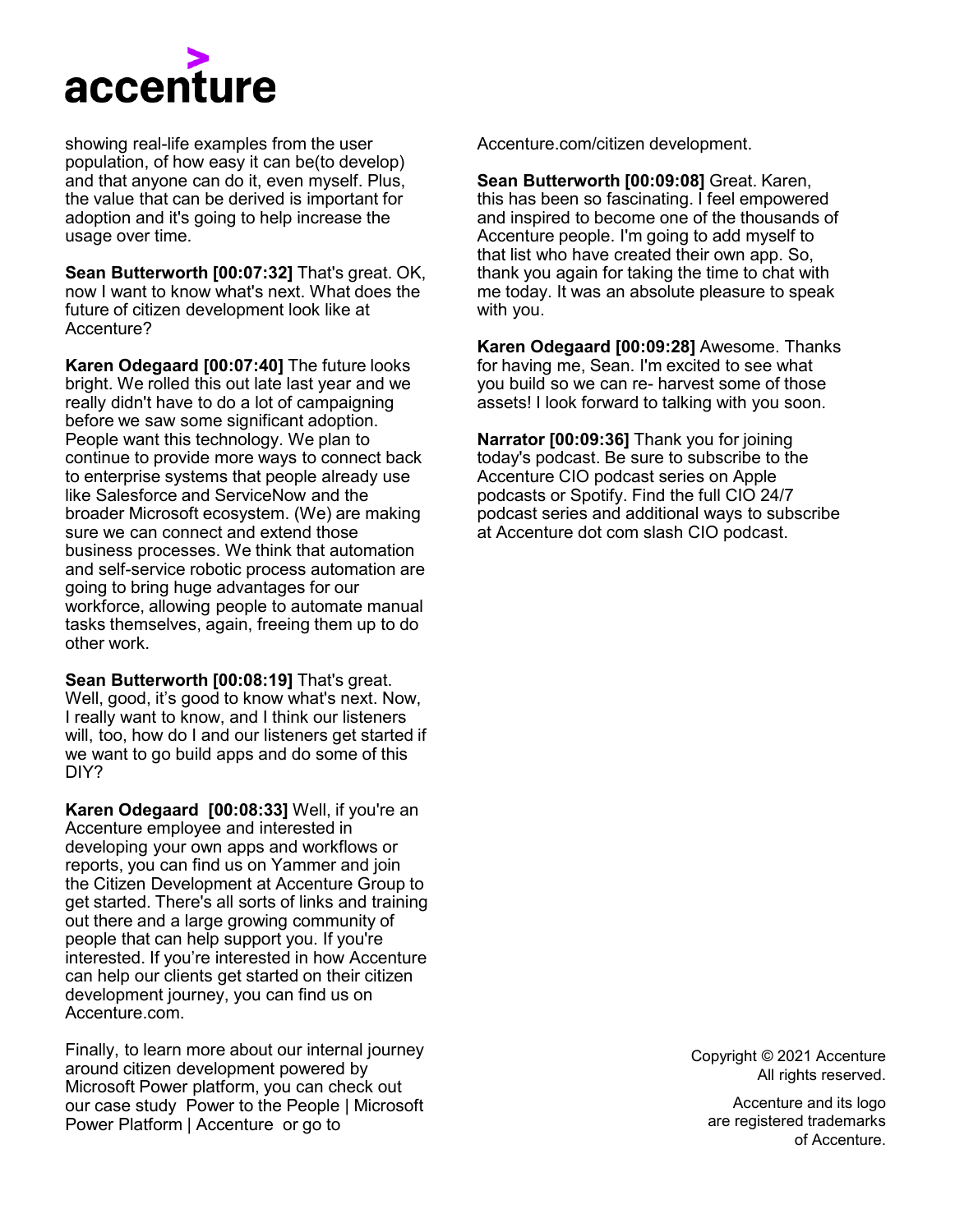showing real-life examples from the user population, of how easy it can be(to develop) and that anyone can do it, even myself. Plus, the value that can be derived is important for adoption and it's going to help increase the usage over time.

**Sean Butterworth [00:07:32]** That's great. OK, now I want to know what's next. What does the future of citizen development look like at Accenture?

**Karen Odegaard [00:07:40]** The future looks bright. We rolled this out late last year and we really didn't have to do a lot of campaigning before we saw some significant adoption. People want this technology. We plan to continue to provide more ways to connect back to enterprise systems that people already use like Salesforce and ServiceNow and the broader Microsoft ecosystem. (We) are making sure we can connect and extend those business processes. We think that automation and self-service robotic process automation are going to bring huge advantages for our workforce, allowing people to automate manual tasks themselves, again, freeing them up to do other work.

**Sean Butterworth [00:08:19]** That's great. Well, good, it's good to know what's next. Now, I really want to know, and I think our listeners will, too, how do I and our listeners get started if we want to go build apps and do some of this DIY?

**Karen Odegaard [00:08:33]** Well, if you're an Accenture employee and interested in developing your own apps and workflows or reports, you can find us on Yammer and join the Citizen Development at Accenture Group to get started. There's all sorts of links and training out there and a large growing community of people that can help support you. If you're interested. If you're interested in how Accenture can help our clients get started on their citizen development journey, you can find us on Accenture.com.

Finally, to learn more about our internal journey around citizen development powered by Microsoft Power platform, you can check out our case study Power to the People | Microsoft Power Platform | Accenture or go to Accenture.com/citizen development.

**Sean Butterworth [00:09:08]** Great. Karen, this has been so fascinating. I feel empowered and inspired to become one of the thousands of Accenture people. I'm going to add myself to that list who have created their own app. So, thank you again for taking the time to chat with me today. It was an absolute pleasure to speak with you.

**Karen Odegaard [00:09:28]** Awesome. Thanks for having me, Sean. I'm excited to see what you build so we can re- harvest some of those assets! I look forward to talking with you soon.

**Narrator [00:09:36]** Thank you for joining today's podcast. Be sure to subscribe to the Accenture CIO podcast series on Apple podcasts or Spotify. Find the full CIO 24/7 podcast series and additional ways to subscribe at Accenture dot com slash CIO podcast.

Copyright © 2021 Accenture
All rights reserved.

Accenture and its logo are registered trademarks of Accenture.